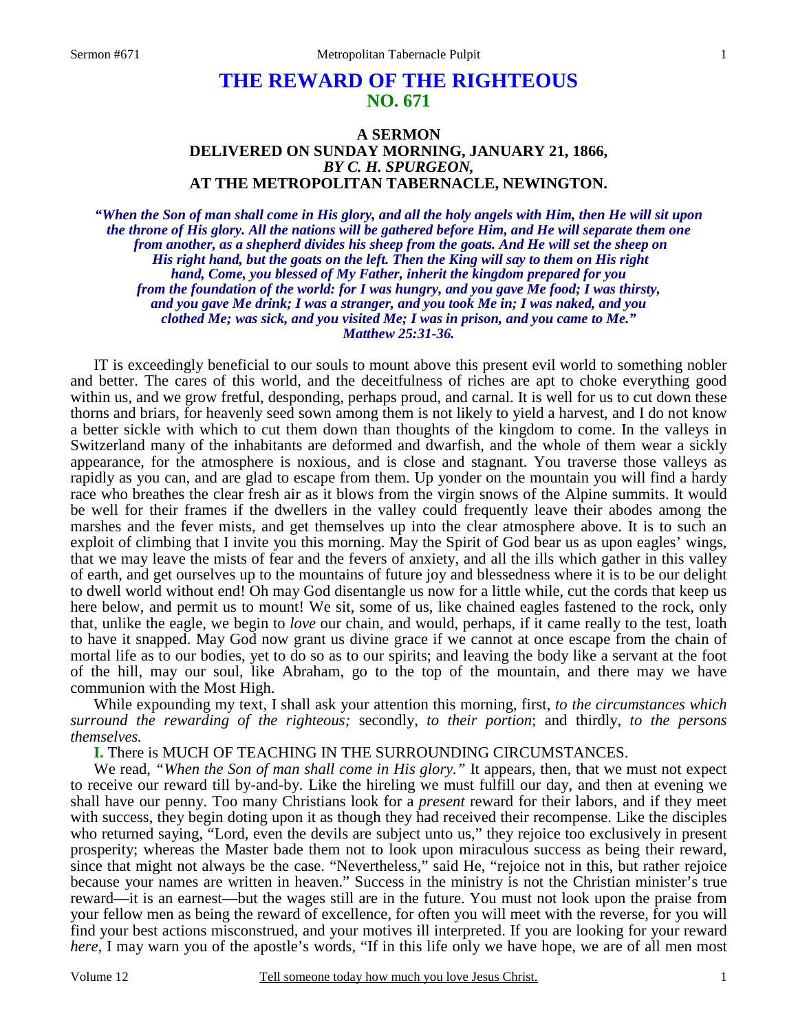# THE REWARD OF THE RIGHTEOUS
## NO. 671

### A SERMON
### DELIVERED ON SUNDAY MORNING, JANUARY 21, 1866,
### *BY C. H. SPURGEON,*
### AT THE METROPOLITAN TABERNACLE, NEWINGTON.

***"When the Son of man shall come in His glory, and all the holy angels with Him, then He will sit upon the throne of His glory. All the nations will be gathered before Him, and He will separate them one from another, as a shepherd divides his sheep from the goats. And He will set the sheep on His right hand, but the goats on the left. Then the King will say to them on His right hand, Come, you blessed of My Father, inherit the kingdom prepared for you from the foundation of the world: for I was hungry, and you gave Me food; I was thirsty, and you gave Me drink; I was a stranger, and you took Me in; I was naked, and you clothed Me; was sick, and you visited Me; I was in prison, and you came to Me." Matthew 25:31-36.***

IT is exceedingly beneficial to our souls to mount above this present evil world to something nobler and better. The cares of this world, and the deceitfulness of riches are apt to choke everything good within us, and we grow fretful, desponding, perhaps proud, and carnal. It is well for us to cut down these thorns and briars, for heavenly seed sown among them is not likely to yield a harvest, and I do not know a better sickle with which to cut them down than thoughts of the kingdom to come. In the valleys in Switzerland many of the inhabitants are deformed and dwarfish, and the whole of them wear a sickly appearance, for the atmosphere is noxious, and is close and stagnant. You traverse those valleys as rapidly as you can, and are glad to escape from them. Up yonder on the mountain you will find a hardy race who breathes the clear fresh air as it blows from the virgin snows of the Alpine summits. It would be well for their frames if the dwellers in the valley could frequently leave their abodes among the marshes and the fever mists, and get themselves up into the clear atmosphere above. It is to such an exploit of climbing that I invite you this morning. May the Spirit of God bear us as upon eagles' wings, that we may leave the mists of fear and the fevers of anxiety, and all the ills which gather in this valley of earth, and get ourselves up to the mountains of future joy and blessedness where it is to be our delight to dwell world without end! Oh may God disentangle us now for a little while, cut the cords that keep us here below, and permit us to mount! We sit, some of us, like chained eagles fastened to the rock, only that, unlike the eagle, we begin to *love* our chain, and would, perhaps, if it came really to the test, loath to have it snapped. May God now grant us divine grace if we cannot at once escape from the chain of mortal life as to our bodies, yet to do so as to our spirits; and leaving the body like a servant at the foot of the hill, may our soul, like Abraham, go to the top of the mountain, and there may we have communion with the Most High.

While expounding my text, I shall ask your attention this morning, first, *to the circumstances which surround the rewarding of the righteous;* secondly, *to their portion*; and thirdly, *to the persons themselves.*

**I.** There is MUCH OF TEACHING IN THE SURROUNDING CIRCUMSTANCES.

We read, *"When the Son of man shall come in His glory."* It appears, then, that we must not expect to receive our reward till by-and-by. Like the hireling we must fulfill our day, and then at evening we shall have our penny. Too many Christians look for a *present* reward for their labors, and if they meet with success, they begin doting upon it as though they had received their recompense. Like the disciples who returned saying, "Lord, even the devils are subject unto us," they rejoice too exclusively in present prosperity; whereas the Master bade them not to look upon miraculous success as being their reward, since that might not always be the case. "Nevertheless," said He, "rejoice not in this, but rather rejoice because your names are written in heaven." Success in the ministry is not the Christian minister's true reward—it is an earnest—but the wages still are in the future. You must not look upon the praise from your fellow men as being the reward of excellence, for often you will meet with the reverse, for you will find your best actions misconstrued, and your motives ill interpreted. If you are looking for your reward *here*, I may warn you of the apostle's words, "If in this life only we have hope, we are of all men most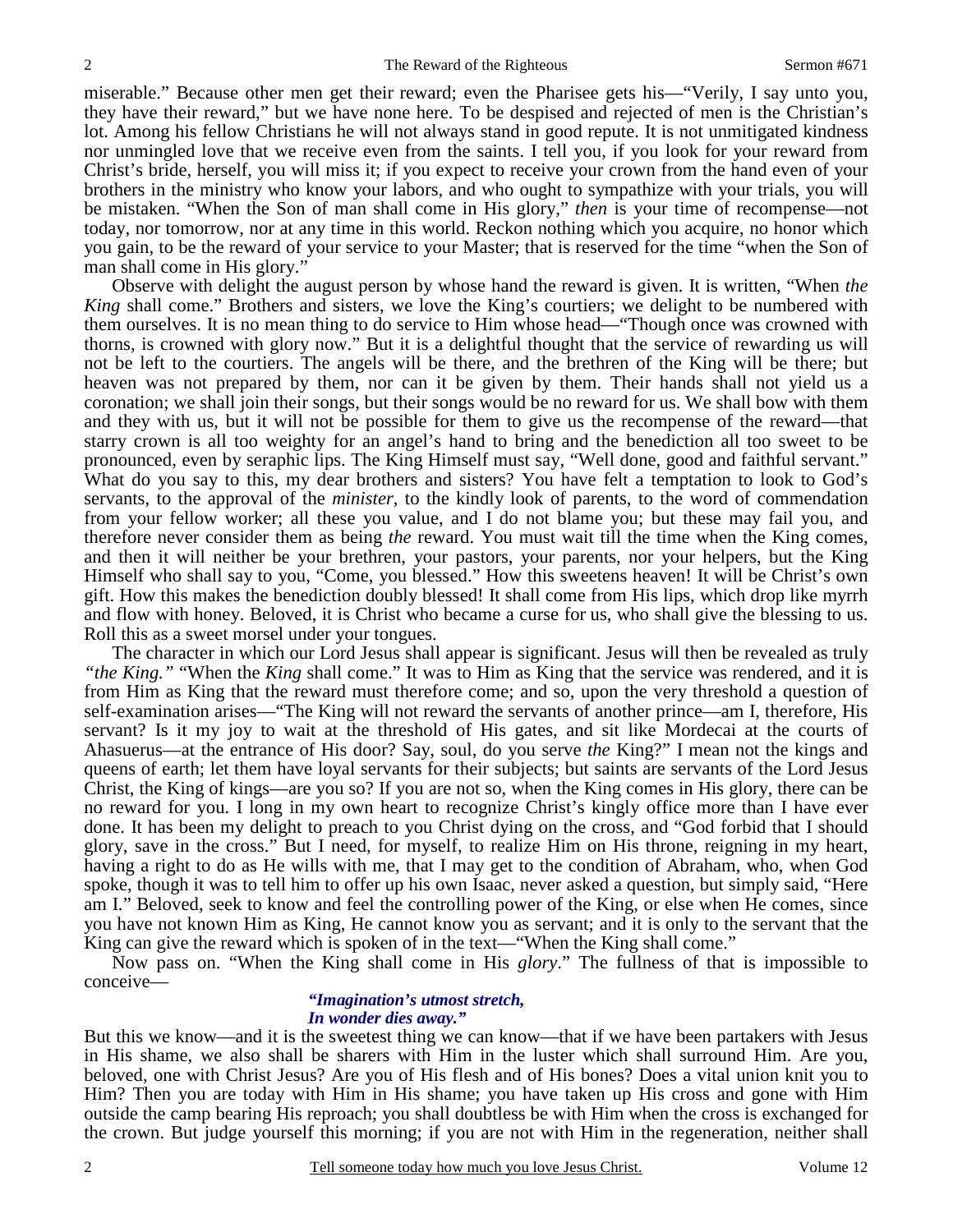miserable." Because other men get their reward; even the Pharisee gets his—"Verily, I say unto you, they have their reward," but we have none here. To be despised and rejected of men is the Christian's lot. Among his fellow Christians he will not always stand in good repute. It is not unmitigated kindness nor unmingled love that we receive even from the saints. I tell you, if you look for your reward from Christ's bride, herself, you will miss it; if you expect to receive your crown from the hand even of your brothers in the ministry who know your labors, and who ought to sympathize with your trials, you will be mistaken. "When the Son of man shall come in His glory," *then* is your time of recompense—not today, nor tomorrow, nor at any time in this world. Reckon nothing which you acquire, no honor which you gain, to be the reward of your service to your Master; that is reserved for the time "when the Son of man shall come in His glory."

Observe with delight the august person by whose hand the reward is given. It is written, "When *the King* shall come." Brothers and sisters, we love the King's courtiers; we delight to be numbered with them ourselves. It is no mean thing to do service to Him whose head—"Though once was crowned with thorns, is crowned with glory now." But it is a delightful thought that the service of rewarding us will not be left to the courtiers. The angels will be there, and the brethren of the King will be there; but heaven was not prepared by them, nor can it be given by them. Their hands shall not yield us a coronation; we shall join their songs, but their songs would be no reward for us. We shall bow with them and they with us, but it will not be possible for them to give us the recompense of the reward—that starry crown is all too weighty for an angel's hand to bring and the benediction all too sweet to be pronounced, even by seraphic lips. The King Himself must say, "Well done, good and faithful servant." What do you say to this, my dear brothers and sisters? You have felt a temptation to look to God's servants, to the approval of the *minister*, to the kindly look of parents, to the word of commendation from your fellow worker; all these you value, and I do not blame you; but these may fail you, and therefore never consider them as being *the* reward. You must wait till the time when the King comes, and then it will neither be your brethren, your pastors, your parents, nor your helpers, but the King Himself who shall say to you, "Come, you blessed." How this sweetens heaven! It will be Christ's own gift. How this makes the benediction doubly blessed! It shall come from His lips, which drop like myrrh and flow with honey. Beloved, it is Christ who became a curse for us, who shall give the blessing to us. Roll this as a sweet morsel under your tongues.

The character in which our Lord Jesus shall appear is significant. Jesus will then be revealed as truly *"the King."* "When the *King* shall come." It was to Him as King that the service was rendered, and it is from Him as King that the reward must therefore come; and so, upon the very threshold a question of self-examination arises—"The King will not reward the servants of another prince—am I, therefore, His servant? Is it my joy to wait at the threshold of His gates, and sit like Mordecai at the courts of Ahasuerus—at the entrance of His door? Say, soul, do you serve *the* King?" I mean not the kings and queens of earth; let them have loyal servants for their subjects; but saints are servants of the Lord Jesus Christ, the King of kings—are you so? If you are not so, when the King comes in His glory, there can be no reward for you. I long in my own heart to recognize Christ's kingly office more than I have ever done. It has been my delight to preach to you Christ dying on the cross, and "God forbid that I should glory, save in the cross." But I need, for myself, to realize Him on His throne, reigning in my heart, having a right to do as He wills with me, that I may get to the condition of Abraham, who, when God spoke, though it was to tell him to offer up his own Isaac, never asked a question, but simply said, "Here am I." Beloved, seek to know and feel the controlling power of the King, or else when He comes, since you have not known Him as King, He cannot know you as servant; and it is only to the servant that the King can give the reward which is spoken of in the text—"When the King shall come."

Now pass on. "When the King shall come in His *glory*." The fullness of that is impossible to conceive—

> ***"Imagination's utmost stretch,***
> ***In wonder dies away."***

But this we know—and it is the sweetest thing we can know—that if we have been partakers with Jesus in His shame, we also shall be sharers with Him in the luster which shall surround Him. Are you, beloved, one with Christ Jesus? Are you of His flesh and of His bones? Does a vital union knit you to Him? Then you are today with Him in His shame; you have taken up His cross and gone with Him outside the camp bearing His reproach; you shall doubtless be with Him when the cross is exchanged for the crown. But judge yourself this morning; if you are not with Him in the regeneration, neither shall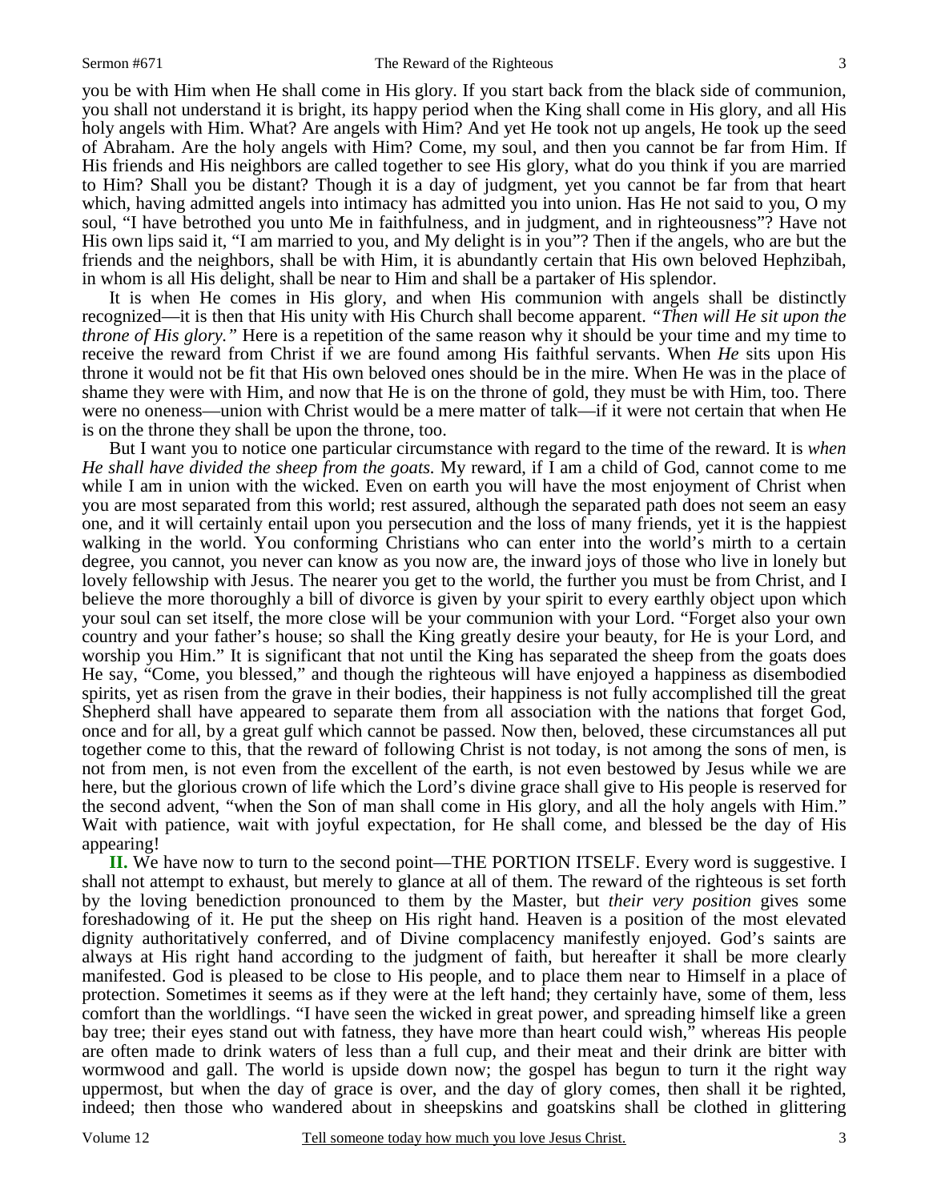you be with Him when He shall come in His glory. If you start back from the black side of communion, you shall not understand it is bright, its happy period when the King shall come in His glory, and all His holy angels with Him. What? Are angels with Him? And yet He took not up angels, He took up the seed of Abraham. Are the holy angels with Him? Come, my soul, and then you cannot be far from Him. If His friends and His neighbors are called together to see His glory, what do you think if you are married to Him? Shall you be distant? Though it is a day of judgment, yet you cannot be far from that heart which, having admitted angels into intimacy has admitted you into union. Has He not said to you, O my soul, "I have betrothed you unto Me in faithfulness, and in judgment, and in righteousness"? Have not His own lips said it, "I am married to you, and My delight is in you"? Then if the angels, who are but the friends and the neighbors, shall be with Him, it is abundantly certain that His own beloved Hephzibah, in whom is all His delight, shall be near to Him and shall be a partaker of His splendor.

It is when He comes in His glory, and when His communion with angels shall be distinctly recognized—it is then that His unity with His Church shall become apparent. *"Then will He sit upon the throne of His glory."* Here is a repetition of the same reason why it should be your time and my time to receive the reward from Christ if we are found among His faithful servants. When *He* sits upon His throne it would not be fit that His own beloved ones should be in the mire. When He was in the place of shame they were with Him, and now that He is on the throne of gold, they must be with Him, too. There were no oneness—union with Christ would be a mere matter of talk—if it were not certain that when He is on the throne they shall be upon the throne, too.

But I want you to notice one particular circumstance with regard to the time of the reward. It is *when He shall have divided the sheep from the goats.* My reward, if I am a child of God, cannot come to me while I am in union with the wicked. Even on earth you will have the most enjoyment of Christ when you are most separated from this world; rest assured, although the separated path does not seem an easy one, and it will certainly entail upon you persecution and the loss of many friends, yet it is the happiest walking in the world. You conforming Christians who can enter into the world's mirth to a certain degree, you cannot, you never can know as you now are, the inward joys of those who live in lonely but lovely fellowship with Jesus. The nearer you get to the world, the further you must be from Christ, and I believe the more thoroughly a bill of divorce is given by your spirit to every earthly object upon which your soul can set itself, the more close will be your communion with your Lord. "Forget also your own country and your father's house; so shall the King greatly desire your beauty, for He is your Lord, and worship you Him." It is significant that not until the King has separated the sheep from the goats does He say, "Come, you blessed," and though the righteous will have enjoyed a happiness as disembodied spirits, yet as risen from the grave in their bodies, their happiness is not fully accomplished till the great Shepherd shall have appeared to separate them from all association with the nations that forget God, once and for all, by a great gulf which cannot be passed. Now then, beloved, these circumstances all put together come to this, that the reward of following Christ is not today, is not among the sons of men, is not from men, is not even from the excellent of the earth, is not even bestowed by Jesus while we are here, but the glorious crown of life which the Lord's divine grace shall give to His people is reserved for the second advent, "when the Son of man shall come in His glory, and all the holy angels with Him." Wait with patience, wait with joyful expectation, for He shall come, and blessed be the day of His appearing!

**II.** We have now to turn to the second point—THE PORTION ITSELF. Every word is suggestive. I shall not attempt to exhaust, but merely to glance at all of them. The reward of the righteous is set forth by the loving benediction pronounced to them by the Master, but *their very position* gives some foreshadowing of it. He put the sheep on His right hand. Heaven is a position of the most elevated dignity authoritatively conferred, and of Divine complacency manifestly enjoyed. God's saints are always at His right hand according to the judgment of faith, but hereafter it shall be more clearly manifested. God is pleased to be close to His people, and to place them near to Himself in a place of protection. Sometimes it seems as if they were at the left hand; they certainly have, some of them, less comfort than the worldlings. "I have seen the wicked in great power, and spreading himself like a green bay tree; their eyes stand out with fatness, they have more than heart could wish," whereas His people are often made to drink waters of less than a full cup, and their meat and their drink are bitter with wormwood and gall. The world is upside down now; the gospel has begun to turn it the right way uppermost, but when the day of grace is over, and the day of glory comes, then shall it be righted, indeed; then those who wandered about in sheepskins and goatskins shall be clothed in glittering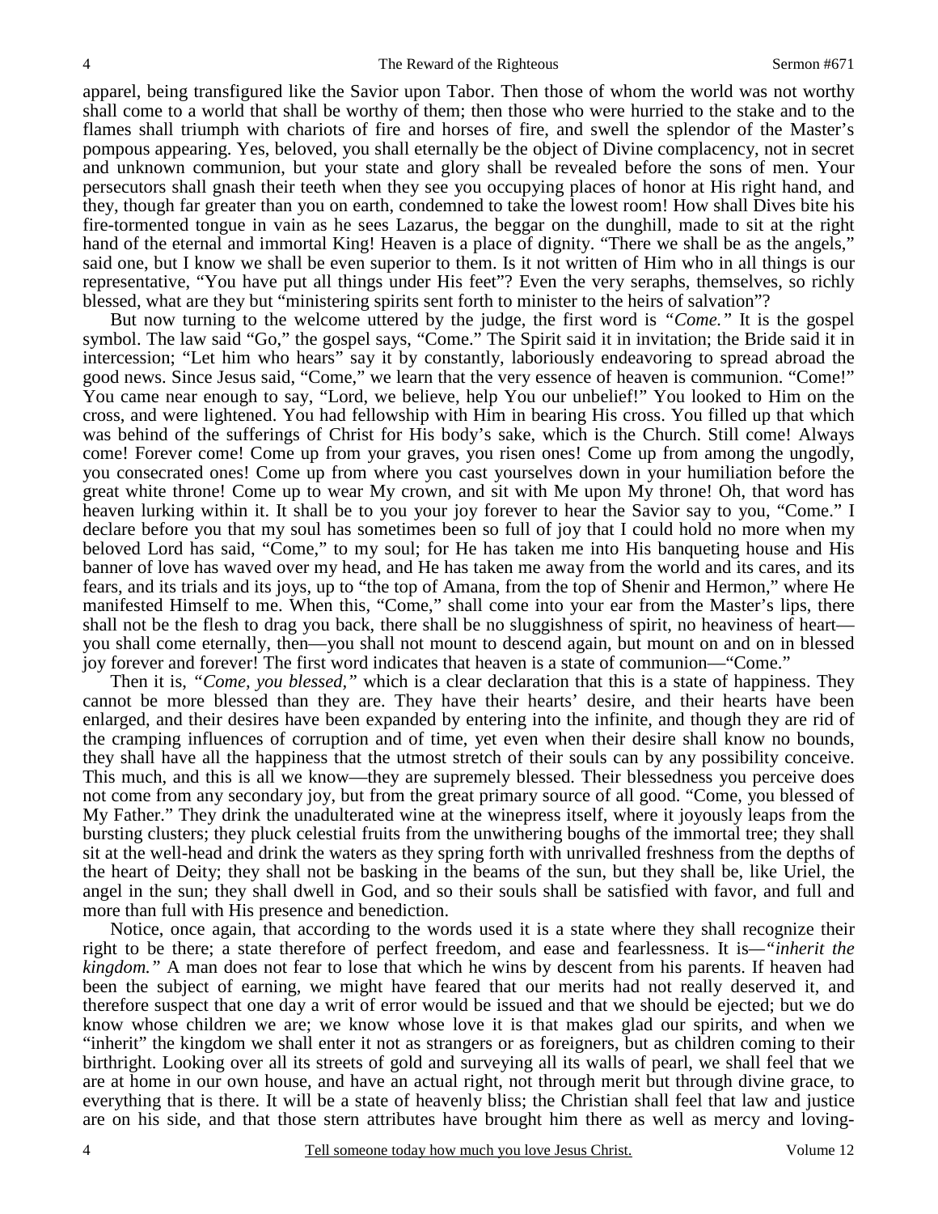apparel, being transfigured like the Savior upon Tabor. Then those of whom the world was not worthy shall come to a world that shall be worthy of them; then those who were hurried to the stake and to the flames shall triumph with chariots of fire and horses of fire, and swell the splendor of the Master's pompous appearing. Yes, beloved, you shall eternally be the object of Divine complacency, not in secret and unknown communion, but your state and glory shall be revealed before the sons of men. Your persecutors shall gnash their teeth when they see you occupying places of honor at His right hand, and they, though far greater than you on earth, condemned to take the lowest room! How shall Dives bite his fire-tormented tongue in vain as he sees Lazarus, the beggar on the dunghill, made to sit at the right hand of the eternal and immortal King! Heaven is a place of dignity. "There we shall be as the angels," said one, but I know we shall be even superior to them. Is it not written of Him who in all things is our representative, "You have put all things under His feet"? Even the very seraphs, themselves, so richly blessed, what are they but "ministering spirits sent forth to minister to the heirs of salvation"?

But now turning to the welcome uttered by the judge, the first word is *"Come."* It is the gospel symbol. The law said "Go," the gospel says, "Come." The Spirit said it in invitation; the Bride said it in intercession; "Let him who hears" say it by constantly, laboriously endeavoring to spread abroad the good news. Since Jesus said, "Come," we learn that the very essence of heaven is communion. "Come!" You came near enough to say, "Lord, we believe, help You our unbelief!" You looked to Him on the cross, and were lightened. You had fellowship with Him in bearing His cross. You filled up that which was behind of the sufferings of Christ for His body's sake, which is the Church. Still come! Always come! Forever come! Come up from your graves, you risen ones! Come up from among the ungodly, you consecrated ones! Come up from where you cast yourselves down in your humiliation before the great white throne! Come up to wear My crown, and sit with Me upon My throne! Oh, that word has heaven lurking within it. It shall be to you your joy forever to hear the Savior say to you, "Come." I declare before you that my soul has sometimes been so full of joy that I could hold no more when my beloved Lord has said, "Come," to my soul; for He has taken me into His banqueting house and His banner of love has waved over my head, and He has taken me away from the world and its cares, and its fears, and its trials and its joys, up to "the top of Amana, from the top of Shenir and Hermon," where He manifested Himself to me. When this, "Come," shall come into your ear from the Master's lips, there shall not be the flesh to drag you back, there shall be no sluggishness of spirit, no heaviness of heart—you shall come eternally, then—you shall not mount to descend again, but mount on and on in blessed joy forever and forever! The first word indicates that heaven is a state of communion—"Come."

Then it is, *"Come, you blessed,"* which is a clear declaration that this is a state of happiness. They cannot be more blessed than they are. They have their hearts' desire, and their hearts have been enlarged, and their desires have been expanded by entering into the infinite, and though they are rid of the cramping influences of corruption and of time, yet even when their desire shall know no bounds, they shall have all the happiness that the utmost stretch of their souls can by any possibility conceive. This much, and this is all we know—they are supremely blessed. Their blessedness you perceive does not come from any secondary joy, but from the great primary source of all good. "Come, you blessed of My Father." They drink the unadulterated wine at the winepress itself, where it joyously leaps from the bursting clusters; they pluck celestial fruits from the unwithering boughs of the immortal tree; they shall sit at the well-head and drink the waters as they spring forth with unrivalled freshness from the depths of the heart of Deity; they shall not be basking in the beams of the sun, but they shall be, like Uriel, the angel in the sun; they shall dwell in God, and so their souls shall be satisfied with favor, and full and more than full with His presence and benediction.

Notice, once again, that according to the words used it is a state where they shall recognize their right to be there; a state therefore of perfect freedom, and ease and fearlessness. It is—*"inherit the kingdom."* A man does not fear to lose that which he wins by descent from his parents. If heaven had been the subject of earning, we might have feared that our merits had not really deserved it, and therefore suspect that one day a writ of error would be issued and that we should be ejected; but we do know whose children we are; we know whose love it is that makes glad our spirits, and when we "inherit" the kingdom we shall enter it not as strangers or as foreigners, but as children coming to their birthright. Looking over all its streets of gold and surveying all its walls of pearl, we shall feel that we are at home in our own house, and have an actual right, not through merit but through divine grace, to everything that is there. It will be a state of heavenly bliss; the Christian shall feel that law and justice are on his side, and that those stern attributes have brought him there as well as mercy and loving-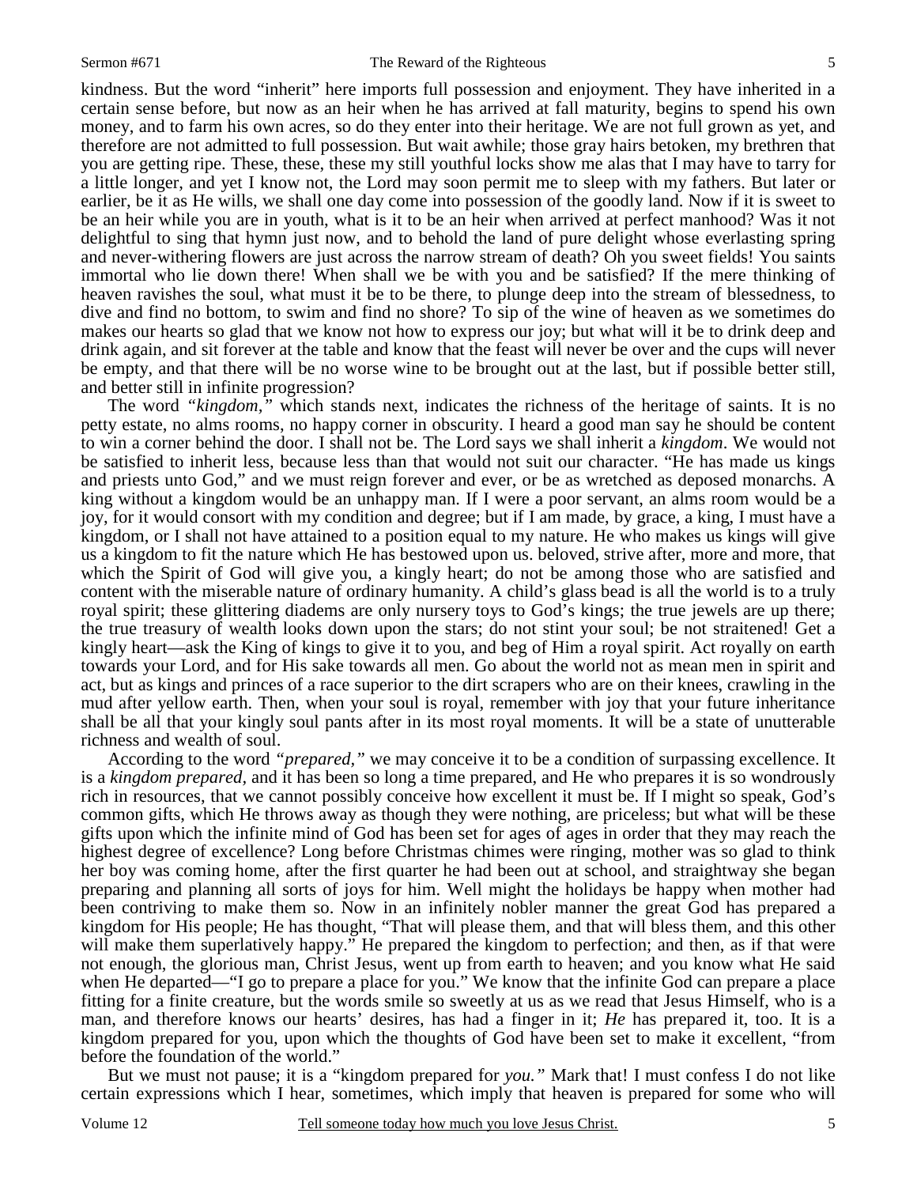kindness. But the word "inherit" here imports full possession and enjoyment. They have inherited in a certain sense before, but now as an heir when he has arrived at fall maturity, begins to spend his own money, and to farm his own acres, so do they enter into their heritage. We are not full grown as yet, and therefore are not admitted to full possession. But wait awhile; those gray hairs betoken, my brethren that you are getting ripe. These, these, these my still youthful locks show me alas that I may have to tarry for a little longer, and yet I know not, the Lord may soon permit me to sleep with my fathers. But later or earlier, be it as He wills, we shall one day come into possession of the goodly land. Now if it is sweet to be an heir while you are in youth, what is it to be an heir when arrived at perfect manhood? Was it not delightful to sing that hymn just now, and to behold the land of pure delight whose everlasting spring and never-withering flowers are just across the narrow stream of death? Oh you sweet fields! You saints immortal who lie down there! When shall we be with you and be satisfied? If the mere thinking of heaven ravishes the soul, what must it be to be there, to plunge deep into the stream of blessedness, to dive and find no bottom, to swim and find no shore? To sip of the wine of heaven as we sometimes do makes our hearts so glad that we know not how to express our joy; but what will it be to drink deep and drink again, and sit forever at the table and know that the feast will never be over and the cups will never be empty, and that there will be no worse wine to be brought out at the last, but if possible better still, and better still in infinite progression?

The word *"kingdom,"* which stands next, indicates the richness of the heritage of saints. It is no petty estate, no alms rooms, no happy corner in obscurity. I heard a good man say he should be content to win a corner behind the door. I shall not be. The Lord says we shall inherit a *kingdom*. We would not be satisfied to inherit less, because less than that would not suit our character. "He has made us kings and priests unto God," and we must reign forever and ever, or be as wretched as deposed monarchs. A king without a kingdom would be an unhappy man. If I were a poor servant, an alms room would be a joy, for it would consort with my condition and degree; but if I am made, by grace, a king, I must have a kingdom, or I shall not have attained to a position equal to my nature. He who makes us kings will give us a kingdom to fit the nature which He has bestowed upon us. beloved, strive after, more and more, that which the Spirit of God will give you, a kingly heart; do not be among those who are satisfied and content with the miserable nature of ordinary humanity. A child's glass bead is all the world is to a truly royal spirit; these glittering diadems are only nursery toys to God's kings; the true jewels are up there; the true treasury of wealth looks down upon the stars; do not stint your soul; be not straitened! Get a kingly heart—ask the King of kings to give it to you, and beg of Him a royal spirit. Act royally on earth towards your Lord, and for His sake towards all men. Go about the world not as mean men in spirit and act, but as kings and princes of a race superior to the dirt scrapers who are on their knees, crawling in the mud after yellow earth. Then, when your soul is royal, remember with joy that your future inheritance shall be all that your kingly soul pants after in its most royal moments. It will be a state of unutterable richness and wealth of soul.

According to the word *"prepared,"* we may conceive it to be a condition of surpassing excellence. It is a *kingdom prepared,* and it has been so long a time prepared, and He who prepares it is so wondrously rich in resources, that we cannot possibly conceive how excellent it must be. If I might so speak, God's common gifts, which He throws away as though they were nothing, are priceless; but what will be these gifts upon which the infinite mind of God has been set for ages of ages in order that they may reach the highest degree of excellence? Long before Christmas chimes were ringing, mother was so glad to think her boy was coming home, after the first quarter he had been out at school, and straightway she began preparing and planning all sorts of joys for him. Well might the holidays be happy when mother had been contriving to make them so. Now in an infinitely nobler manner the great God has prepared a kingdom for His people; He has thought, "That will please them, and that will bless them, and this other will make them superlatively happy." He prepared the kingdom to perfection; and then, as if that were not enough, the glorious man, Christ Jesus, went up from earth to heaven; and you know what He said when He departed—"I go to prepare a place for you." We know that the infinite God can prepare a place fitting for a finite creature, but the words smile so sweetly at us as we read that Jesus Himself, who is a man, and therefore knows our hearts' desires, has had a finger in it; *He* has prepared it, too. It is a kingdom prepared for you, upon which the thoughts of God have been set to make it excellent, "from before the foundation of the world."

But we must not pause; it is a "kingdom prepared for *you."* Mark that! I must confess I do not like certain expressions which I hear, sometimes, which imply that heaven is prepared for some who will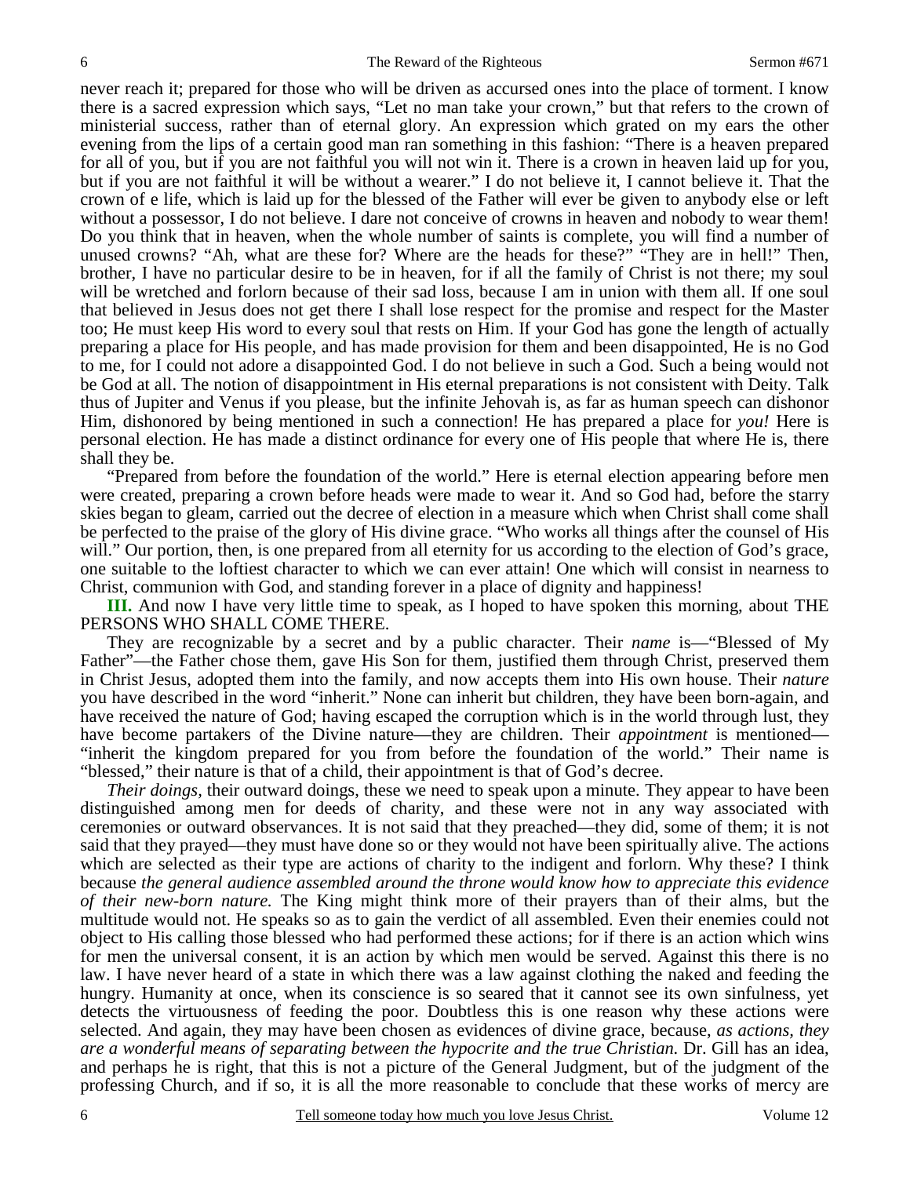never reach it; prepared for those who will be driven as accursed ones into the place of torment. I know there is a sacred expression which says, "Let no man take your crown," but that refers to the crown of ministerial success, rather than of eternal glory. An expression which grated on my ears the other evening from the lips of a certain good man ran something in this fashion: "There is a heaven prepared for all of you, but if you are not faithful you will not win it. There is a crown in heaven laid up for you, but if you are not faithful it will be without a wearer." I do not believe it, I cannot believe it. That the crown of e life, which is laid up for the blessed of the Father will ever be given to anybody else or left without a possessor, I do not believe. I dare not conceive of crowns in heaven and nobody to wear them! Do you think that in heaven, when the whole number of saints is complete, you will find a number of unused crowns? "Ah, what are these for? Where are the heads for these?" "They are in hell!" Then, brother, I have no particular desire to be in heaven, for if all the family of Christ is not there; my soul will be wretched and forlorn because of their sad loss, because I am in union with them all. If one soul that believed in Jesus does not get there I shall lose respect for the promise and respect for the Master too; He must keep His word to every soul that rests on Him. If your God has gone the length of actually preparing a place for His people, and has made provision for them and been disappointed, He is no God to me, for I could not adore a disappointed God. I do not believe in such a God. Such a being would not be God at all. The notion of disappointment in His eternal preparations is not consistent with Deity. Talk thus of Jupiter and Venus if you please, but the infinite Jehovah is, as far as human speech can dishonor Him, dishonored by being mentioned in such a connection! He has prepared a place for *you!* Here is personal election. He has made a distinct ordinance for every one of His people that where He is, there shall they be.

"Prepared from before the foundation of the world." Here is eternal election appearing before men were created, preparing a crown before heads were made to wear it. And so God had, before the starry skies began to gleam, carried out the decree of election in a measure which when Christ shall come shall be perfected to the praise of the glory of His divine grace. "Who works all things after the counsel of His will." Our portion, then, is one prepared from all eternity for us according to the election of God's grace, one suitable to the loftiest character to which we can ever attain! One which will consist in nearness to Christ, communion with God, and standing forever in a place of dignity and happiness!

**III.** And now I have very little time to speak, as I hoped to have spoken this morning, about THE PERSONS WHO SHALL COME THERE.

They are recognizable by a secret and by a public character. Their *name* is—"Blessed of My Father"—the Father chose them, gave His Son for them, justified them through Christ, preserved them in Christ Jesus, adopted them into the family, and now accepts them into His own house. Their *nature* you have described in the word "inherit." None can inherit but children, they have been born-again, and have received the nature of God; having escaped the corruption which is in the world through lust, they have become partakers of the Divine nature—they are children. Their *appointment* is mentioned—"inherit the kingdom prepared for you from before the foundation of the world." Their name is "blessed," their nature is that of a child, their appointment is that of God's decree.

*Their doings,* their outward doings, these we need to speak upon a minute. They appear to have been distinguished among men for deeds of charity, and these were not in any way associated with ceremonies or outward observances. It is not said that they preached—they did, some of them; it is not said that they prayed—they must have done so or they would not have been spiritually alive. The actions which are selected as their type are actions of charity to the indigent and forlorn. Why these? I think because *the general audience assembled around the throne would know how to appreciate this evidence of their new-born nature.* The King might think more of their prayers than of their alms, but the multitude would not. He speaks so as to gain the verdict of all assembled. Even their enemies could not object to His calling those blessed who had performed these actions; for if there is an action which wins for men the universal consent, it is an action by which men would be served. Against this there is no law. I have never heard of a state in which there was a law against clothing the naked and feeding the hungry. Humanity at once, when its conscience is so seared that it cannot see its own sinfulness, yet detects the virtuousness of feeding the poor. Doubtless this is one reason why these actions were selected. And again, they may have been chosen as evidences of divine grace, because, *as actions, they are a wonderful means of separating between the hypocrite and the true Christian.* Dr. Gill has an idea, and perhaps he is right, that this is not a picture of the General Judgment, but of the judgment of the professing Church, and if so, it is all the more reasonable to conclude that these works of mercy are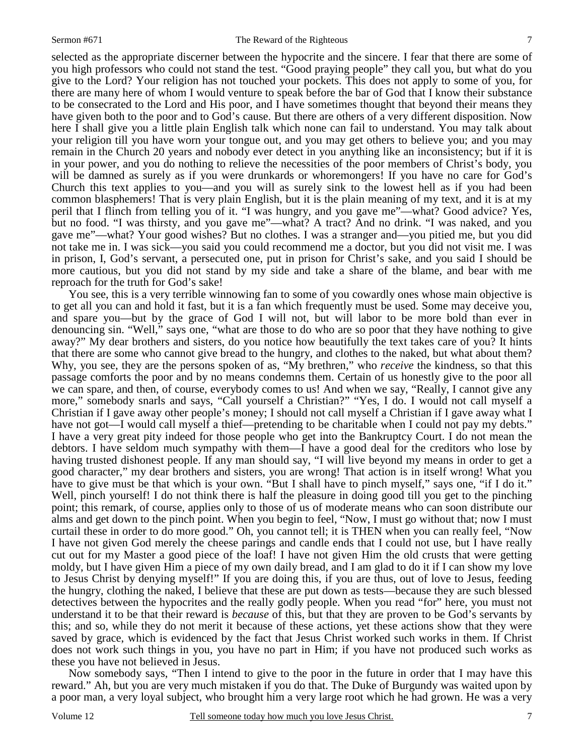selected as the appropriate discerner between the hypocrite and the sincere. I fear that there are some of you high professors who could not stand the test. "Good praying people" they call you, but what do you give to the Lord? Your religion has not touched your pockets. This does not apply to some of you, for there are many here of whom I would venture to speak before the bar of God that I know their substance to be consecrated to the Lord and His poor, and I have sometimes thought that beyond their means they have given both to the poor and to God's cause. But there are others of a very different disposition. Now here I shall give you a little plain English talk which none can fail to understand. You may talk about your religion till you have worn your tongue out, and you may get others to believe you; and you may remain in the Church 20 years and nobody ever detect in you anything like an inconsistency; but if it is in your power, and you do nothing to relieve the necessities of the poor members of Christ's body, you will be damned as surely as if you were drunkards or whoremongers! If you have no care for God's Church this text applies to you—and you will as surely sink to the lowest hell as if you had been common blasphemers! That is very plain English, but it is the plain meaning of my text, and it is at my peril that I flinch from telling you of it. "I was hungry, and you gave me"—what? Good advice? Yes, but no food. "I was thirsty, and you gave me"—what? A tract? And no drink. "I was naked, and you gave me"—what? Your good wishes? But no clothes. I was a stranger and—you pitied me, but you did not take me in. I was sick—you said you could recommend me a doctor, but you did not visit me. I was in prison, I, God's servant, a persecuted one, put in prison for Christ's sake, and you said I should be more cautious, but you did not stand by my side and take a share of the blame, and bear with me reproach for the truth for God's sake!

You see, this is a very terrible winnowing fan to some of you cowardly ones whose main objective is to get all you can and hold it fast, but it is a fan which frequently must be used. Some may deceive you, and spare you—but by the grace of God I will not, but will labor to be more bold than ever in denouncing sin. "Well," says one, "what are those to do who are so poor that they have nothing to give away?" My dear brothers and sisters, do you notice how beautifully the text takes care of you? It hints that there are some who cannot give bread to the hungry, and clothes to the naked, but what about them? Why, you see, they are the persons spoken of as, "My brethren," who *receive* the kindness, so that this passage comforts the poor and by no means condemns them. Certain of us honestly give to the poor all we can spare, and then, of course, everybody comes to us! And when we say, "Really, I cannot give any more," somebody snarls and says, "Call yourself a Christian?" "Yes, I do. I would not call myself a Christian if I gave away other people's money; I should not call myself a Christian if I gave away what I have not got—I would call myself a thief—pretending to be charitable when I could not pay my debts." I have a very great pity indeed for those people who get into the Bankruptcy Court. I do not mean the debtors. I have seldom much sympathy with them—I have a good deal for the creditors who lose by having trusted dishonest people. If any man should say, "I will live beyond my means in order to get a good character," my dear brothers and sisters, you are wrong! That action is in itself wrong! What you have to give must be that which is your own. "But I shall have to pinch myself," says one, "if I do it." Well, pinch yourself! I do not think there is half the pleasure in doing good till you get to the pinching point; this remark, of course, applies only to those of us of moderate means who can soon distribute our alms and get down to the pinch point. When you begin to feel, "Now, I must go without that; now I must curtail these in order to do more good." Oh, you cannot tell; it is THEN when you can really feel, "Now I have not given God merely the cheese parings and candle ends that I could not use, but I have really cut out for my Master a good piece of the loaf! I have not given Him the old crusts that were getting moldy, but I have given Him a piece of my own daily bread, and I am glad to do it if I can show my love to Jesus Christ by denying myself!" If you are doing this, if you are thus, out of love to Jesus, feeding the hungry, clothing the naked, I believe that these are put down as tests—because they are such blessed detectives between the hypocrites and the really godly people. When you read "for" here, you must not understand it to be that their reward is *because* of this, but that they are proven to be God's servants by this; and so, while they do not merit it because of these actions, yet these actions show that they were saved by grace, which is evidenced by the fact that Jesus Christ worked such works in them. If Christ does not work such things in you, you have no part in Him; if you have not produced such works as these you have not believed in Jesus.

Now somebody says, "Then I intend to give to the poor in the future in order that I may have this reward." Ah, but you are very much mistaken if you do that. The Duke of Burgundy was waited upon by a poor man, a very loyal subject, who brought him a very large root which he had grown. He was a very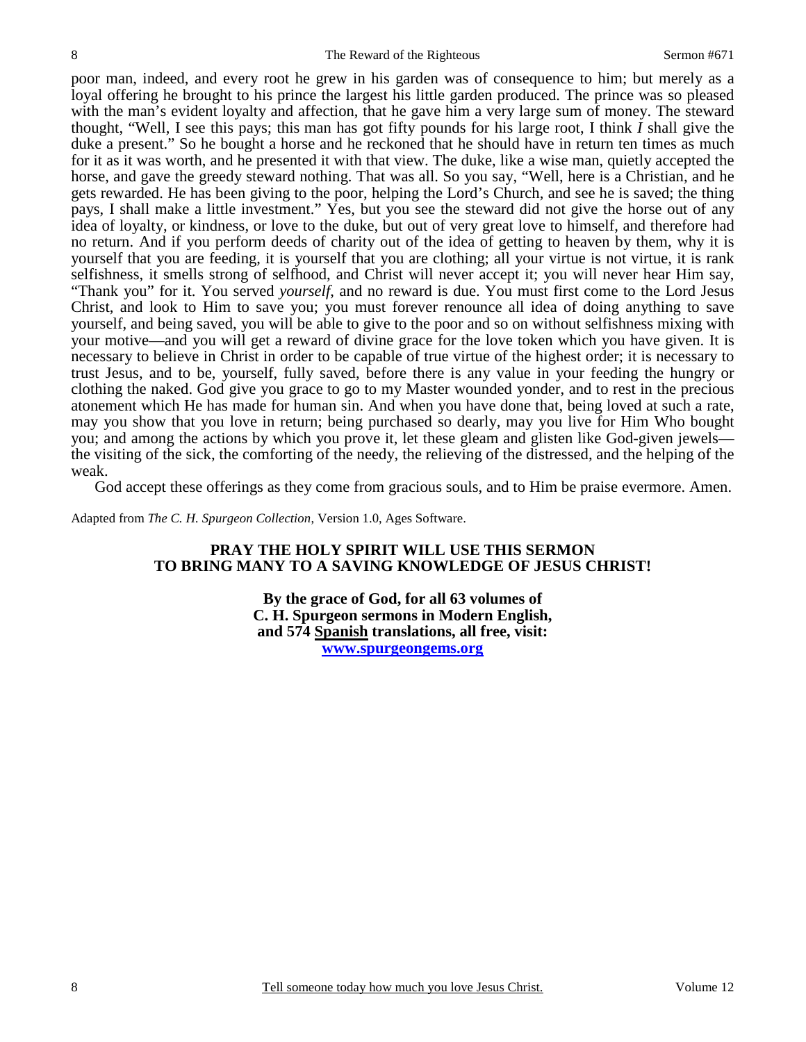poor man, indeed, and every root he grew in his garden was of consequence to him; but merely as a loyal offering he brought to his prince the largest his little garden produced. The prince was so pleased with the man's evident loyalty and affection, that he gave him a very large sum of money. The steward thought, "Well, I see this pays; this man has got fifty pounds for his large root, I think *I* shall give the duke a present." So he bought a horse and he reckoned that he should have in return ten times as much for it as it was worth, and he presented it with that view. The duke, like a wise man, quietly accepted the horse, and gave the greedy steward nothing. That was all. So you say, "Well, here is a Christian, and he gets rewarded. He has been giving to the poor, helping the Lord's Church, and see he is saved; the thing pays, I shall make a little investment." Yes, but you see the steward did not give the horse out of any idea of loyalty, or kindness, or love to the duke, but out of very great love to himself, and therefore had no return. And if you perform deeds of charity out of the idea of getting to heaven by them, why it is yourself that you are feeding, it is yourself that you are clothing; all your virtue is not virtue, it is rank selfishness, it smells strong of selfhood, and Christ will never accept it; you will never hear Him say, "Thank you" for it. You served *yourself*, and no reward is due. You must first come to the Lord Jesus Christ, and look to Him to save you; you must forever renounce all idea of doing anything to save yourself, and being saved, you will be able to give to the poor and so on without selfishness mixing with your motive—and you will get a reward of divine grace for the love token which you have given. It is necessary to believe in Christ in order to be capable of true virtue of the highest order; it is necessary to trust Jesus, and to be, yourself, fully saved, before there is any value in your feeding the hungry or clothing the naked. God give you grace to go to my Master wounded yonder, and to rest in the precious atonement which He has made for human sin. And when you have done that, being loved at such a rate, may you show that you love in return; being purchased so dearly, may you live for Him Who bought you; and among the actions by which you prove it, let these gleam and glisten like God-given jewels—the visiting of the sick, the comforting of the needy, the relieving of the distressed, and the helping of the weak.

God accept these offerings as they come from gracious souls, and to Him be praise evermore. Amen.

Adapted from *The C. H. Spurgeon Collection*, Version 1.0, Ages Software.

**PRAY THE HOLY SPIRIT WILL USE THIS SERMON TO BRING MANY TO A SAVING KNOWLEDGE OF JESUS CHRIST!**

**By the grace of God, for all 63 volumes of C. H. Spurgeon sermons in Modern English, and 574 Spanish translations, all free, visit: www.spurgeongems.org**

Tell someone today how much you love Jesus Christ.